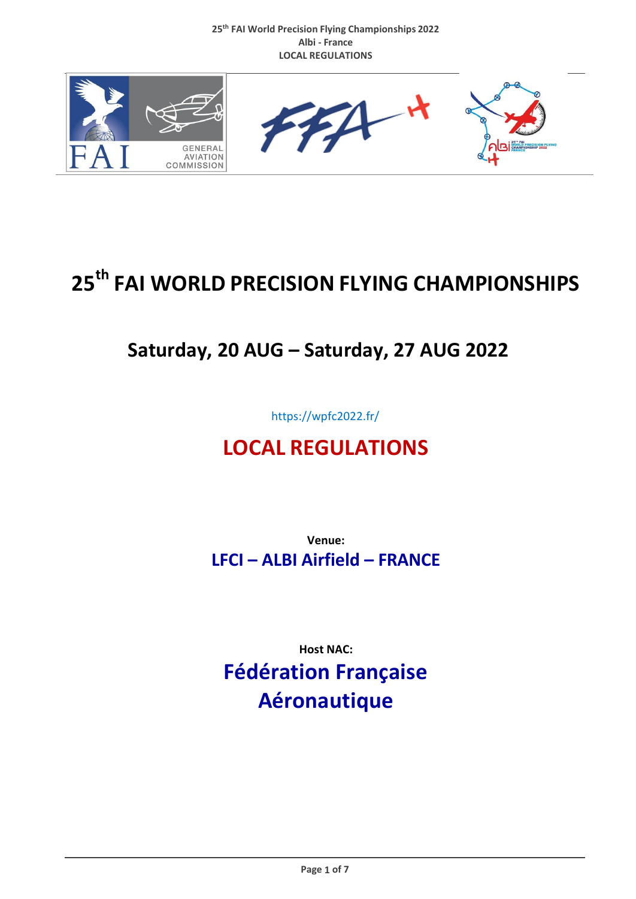# 25th FAI WORLD PRECISION FLYING CHAMPIONSHIPS

## Saturday, 20 AUG – Saturday, 27 AUG 2022

https://wpfc2022.fr/

# LOCAL REGULATIONS

**Venue:**

**LFCI – ALBI Airfield – FRANCE**

**Host NAC:**

**Fédération Française Aéronautique**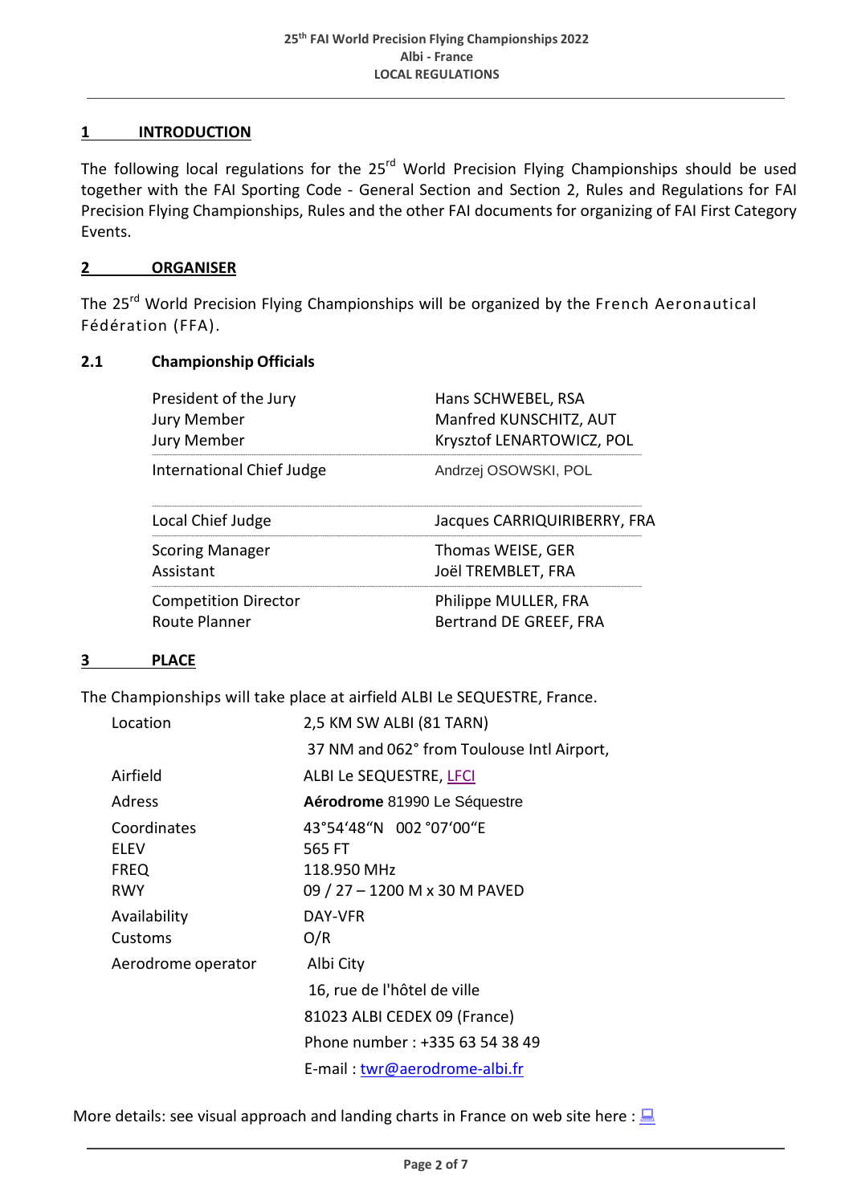## 1 INTRODUCTION

The following local regulations for the 25rd World Precision Flying Championships should be used together with the FAI Sporting Code - General Section and Section 2, Rules and Regulations for FAI Precision Flying Championships, Rules and the other FAI documents for organizing of FAI First Category Events.

## 2 ORGANISER

The 25rd World Precision Flying Championships will be organized by the French Aeronautical Fédération (FFA).

### 2.1 Championship Officials

| | |
|---|---|
| President of the Jury | Hans SCHWEBEL, RSA |
| Jury Member | Manfred KUNSCHITZ, AUT |
| Jury Member | Krysztof LENARTOWICZ, POL |
| International Chief Judge | Andrzej OSOWSKI, POL |
| Local Chief Judge | Jacques CARRIQUIRIBERRY, FRA |
| Scoring Manager | Thomas WEISE, GER |
| Assistant | Joël TREMBLET, FRA |
| Competition Director | Philippe MULLER, FRA |
| Route Planner | Bertrand DE GREEF, FRA |

## 3 PLACE

The Championships will take place at airfield ALBI Le SEQUESTRE, France.

| | |
|---|---|
| Location | 2,5 KM SW ALBI (81 TARN) |
| | 37 NM and 062° from Toulouse Intl Airport, |
| Airfield | ALBI Le SEQUESTRE, LFCI |
| Adress | **Aérodrome** 81990 Le Séquestre |
| Coordinates | 43°54'48"N 002 °07'00"E |
| ELEV | 565 FT |
| FREQ | 118.950 MHz |
| RWY | 09 / 27 – 1200 M x 30 M PAVED |
| Availability | DAY-VFR |
| Customs | O/R |
| Aerodrome operator | Albi City |
| | 16, rue de l'hôtel de ville |
| | 81023 ALBI CEDEX 09 (France) |
| | Phone number : +335 63 54 38 49 |
| | E-mail : twr@aerodrome-albi.fr |

More details: see visual approach and landing charts in France on web site here :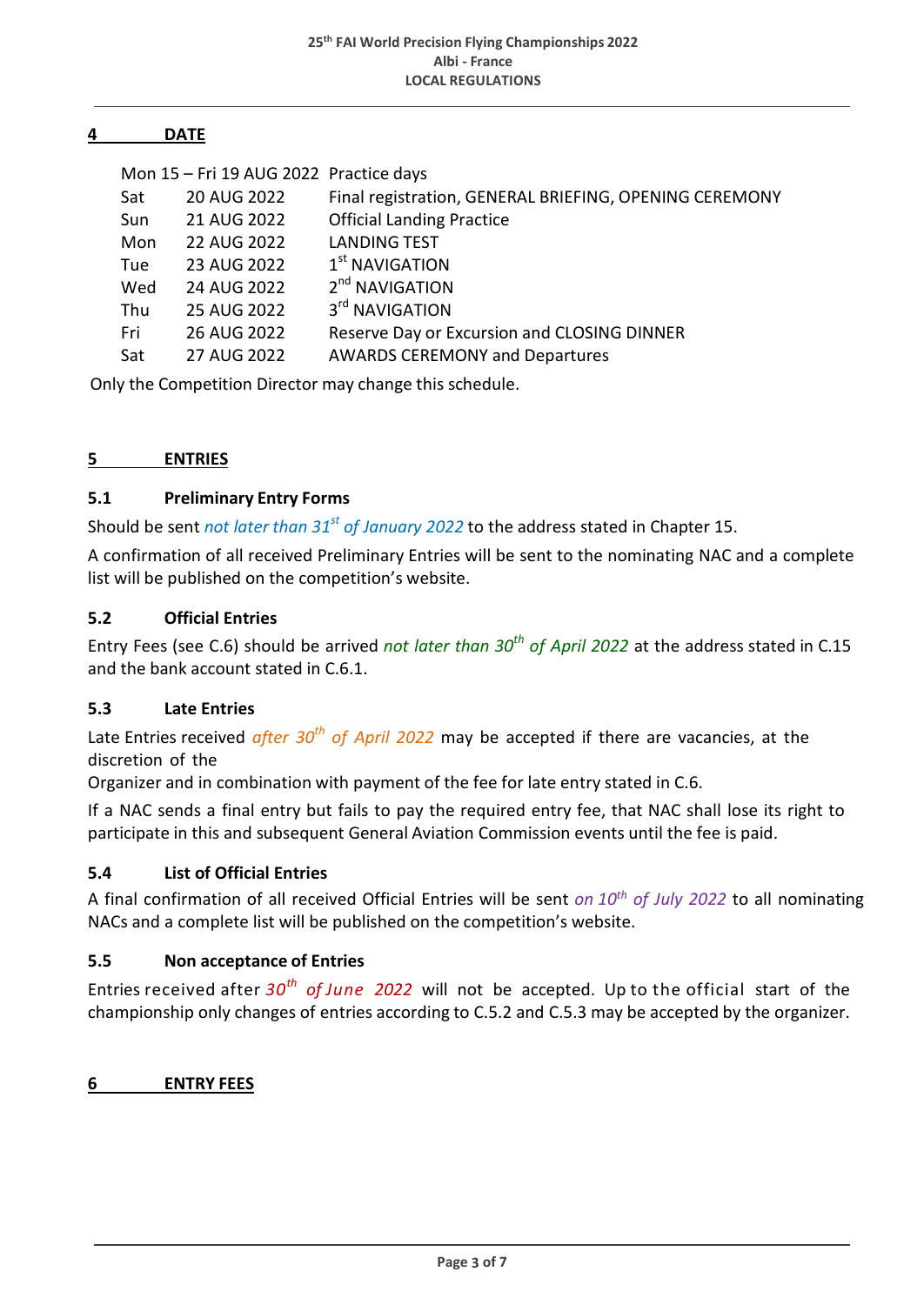## 4 DATE

| | | |
|---|---|---|
| Mon 15 – Fri 19 AUG 2022 | | Practice days |
| Sat | 20 AUG 2022 | Final registration, GENERAL BRIEFING, OPENING CEREMONY |
| Sun | 21 AUG 2022 | Official Landing Practice |
| Mon | 22 AUG 2022 | LANDING TEST |
| Tue | 23 AUG 2022 | 1st NAVIGATION |
| Wed | 24 AUG 2022 | 2nd NAVIGATION |
| Thu | 25 AUG 2022 | 3rd NAVIGATION |
| Fri | 26 AUG 2022 | Reserve Day or Excursion and CLOSING DINNER |
| Sat | 27 AUG 2022 | AWARDS CEREMONY and Departures |

Only the Competition Director may change this schedule.

## 5 ENTRIES

### 5.1 Preliminary Entry Forms

Should be sent *not later than 31st of January 2022* to the address stated in Chapter 15.

A confirmation of all received Preliminary Entries will be sent to the nominating NAC and a complete list will be published on the competition's website.

### 5.2 Official Entries

Entry Fees (see C.6) should be arrived *not later than 30th of April 2022* at the address stated in C.15 and the bank account stated in C.6.1.

### 5.3 Late Entries

Late Entries received *after 30th of April 2022* may be accepted if there are vacancies, at the discretion of the

Organizer and in combination with payment of the fee for late entry stated in C.6.

If a NAC sends a final entry but fails to pay the required entry fee, that NAC shall lose its right to participate in this and subsequent General Aviation Commission events until the fee is paid.

### 5.4 List of Official Entries

A final confirmation of all received Official Entries will be sent *on 10th of July 2022* to all nominating NACs and a complete list will be published on the competition's website.

### 5.5 Non acceptance of Entries

Entries received after *30th of June 2022* will not be accepted. Up to the official start of the championship only changes of entries according to C.5.2 and C.5.3 may be accepted by the organizer.

## 6 ENTRY FEES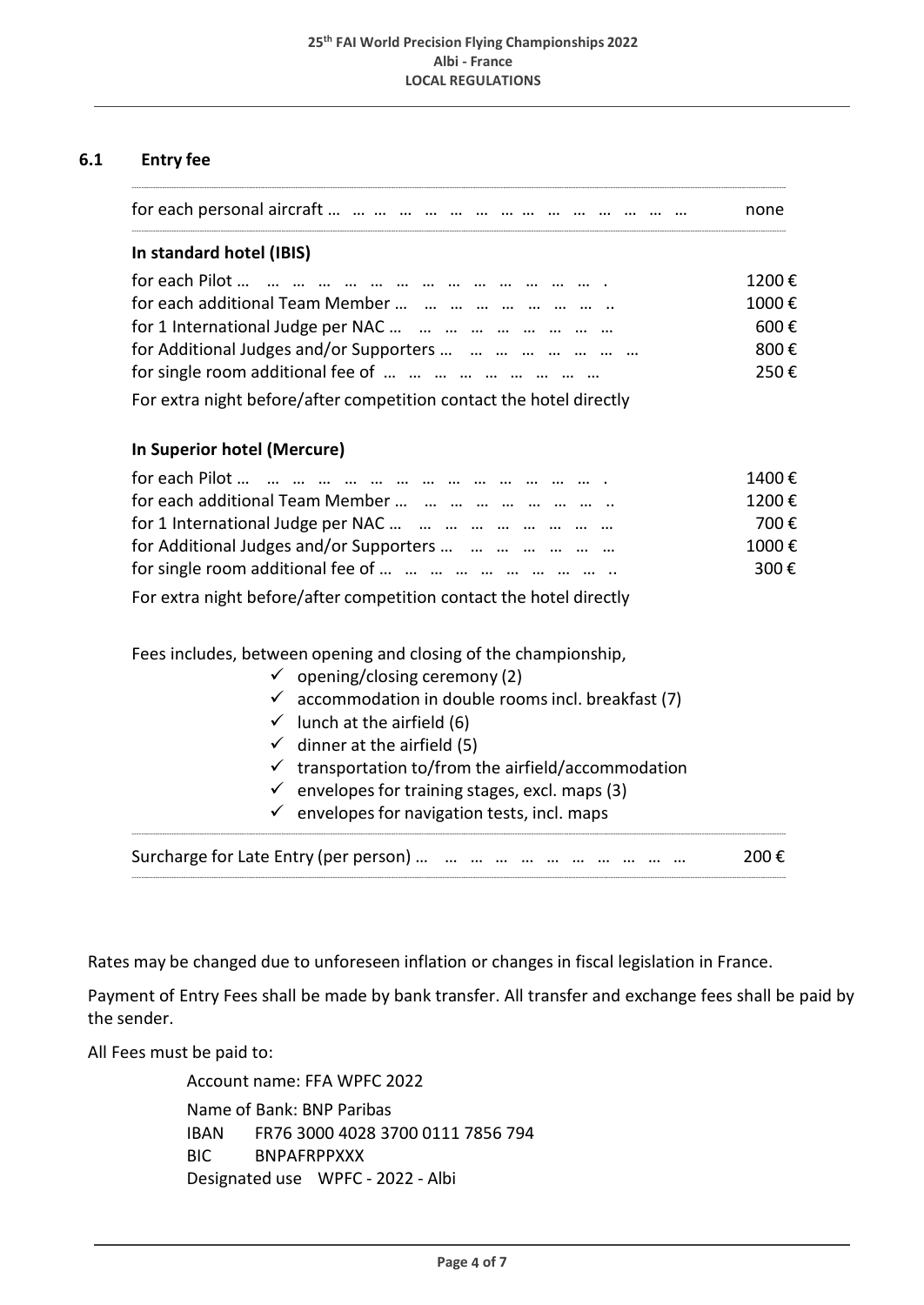### 6.1 Entry fee

| | |
|---|---|
| for each personal aircraft | none |
| **In standard hotel (IBIS)** | |
| for each Pilot | 1200 € |
| for each additional Team Member | 1000 € |
| for 1 International Judge per NAC | 600 € |
| for Additional Judges and/or Supporters | 800 € |
| for single room additional fee of | 250 € |
| For extra night before/after competition contact the hotel directly | |
| **In Superior hotel (Mercure)** | |
| for each Pilot | 1400 € |
| for each additional Team Member | 1200 € |
| for 1 International Judge per NAC | 700 € |
| for Additional Judges and/or Supporters | 1000 € |
| for single room additional fee of | 300 € |
| For extra night before/after competition contact the hotel directly | |

Fees includes, between opening and closing of the championship,

- ✓ opening/closing ceremony (2)
- ✓ accommodation in double rooms incl. breakfast (7)
- ✓ lunch at the airfield (6)
- ✓ dinner at the airfield (5)
- ✓ transportation to/from the airfield/accommodation
- ✓ envelopes for training stages, excl. maps (3)
- ✓ envelopes for navigation tests, incl. maps

| | |
|---|---|
| Surcharge for Late Entry (per person) | 200 € |

Rates may be changed due to unforeseen inflation or changes in fiscal legislation in France.

Payment of Entry Fees shall be made by bank transfer. All transfer and exchange fees shall be paid by the sender.

All Fees must be paid to:

Account name: FFA WPFC 2022
Name of Bank: BNP Paribas
IBAN FR76 3000 4028 3700 0111 7856 794
BIC BNPAFRPPXXX
Designated use WPFC - 2022 - Albi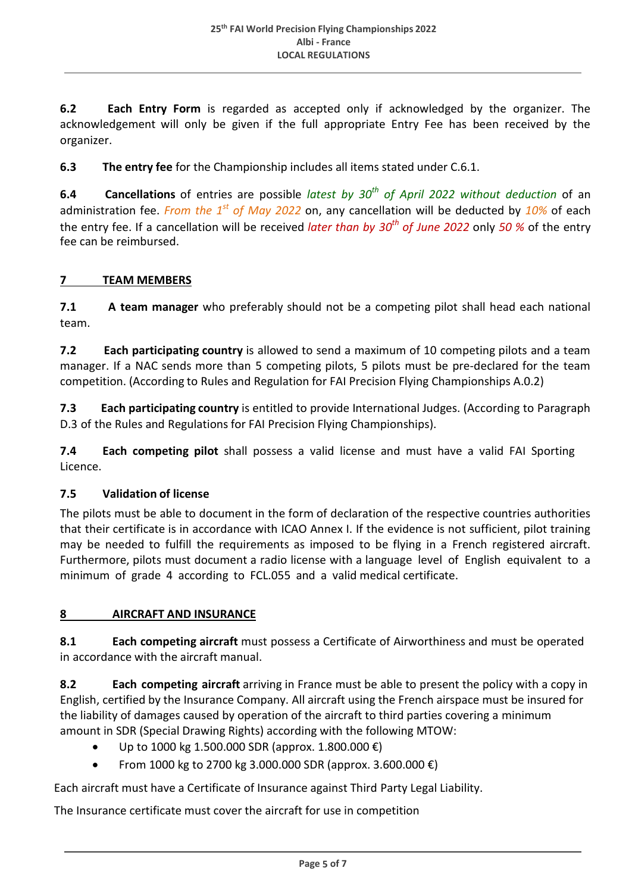**6.2 Each Entry Form** is regarded as accepted only if acknowledged by the organizer. The acknowledgement will only be given if the full appropriate Entry Fee has been received by the organizer.

**6.3 The entry fee** for the Championship includes all items stated under C.6.1.

**6.4 Cancellations** of entries are possible *latest by 30th of April 2022 without deduction* of an administration fee. *From the 1st of May 2022* on, any cancellation will be deducted by *10%* of each the entry fee. If a cancellation will be received *later than by 30th of June 2022* only *50 %* of the entry fee can be reimbursed.

## 7 TEAM MEMBERS

**7.1 A team manager** who preferably should not be a competing pilot shall head each national team.

**7.2 Each participating country** is allowed to send a maximum of 10 competing pilots and a team manager. If a NAC sends more than 5 competing pilots, 5 pilots must be pre-declared for the team competition. (According to Rules and Regulation for FAI Precision Flying Championships A.0.2)

**7.3 Each participating country** is entitled to provide International Judges. (According to Paragraph D.3 of the Rules and Regulations for FAI Precision Flying Championships).

**7.4 Each competing pilot** shall possess a valid license and must have a valid FAI Sporting Licence.

**7.5 Validation of license**

The pilots must be able to document in the form of declaration of the respective countries authorities that their certificate is in accordance with ICAO Annex I. If the evidence is not sufficient, pilot training may be needed to fulfill the requirements as imposed to be flying in a French registered aircraft. Furthermore, pilots must document a radio license with a language level of English equivalent to a minimum of grade 4 according to FCL.055 and a valid medical certificate.

## 8 AIRCRAFT AND INSURANCE

**8.1 Each competing aircraft** must possess a Certificate of Airworthiness and must be operated in accordance with the aircraft manual.

**8.2 Each competing aircraft** arriving in France must be able to present the policy with a copy in English, certified by the Insurance Company. All aircraft using the French airspace must be insured for the liability of damages caused by operation of the aircraft to third parties covering a minimum amount in SDR (Special Drawing Rights) according with the following MTOW:

- Up to 1000 kg 1.500.000 SDR (approx. 1.800.000 €)
- From 1000 kg to 2700 kg 3.000.000 SDR (approx. 3.600.000 €)

Each aircraft must have a Certificate of Insurance against Third Party Legal Liability.

The Insurance certificate must cover the aircraft for use in competition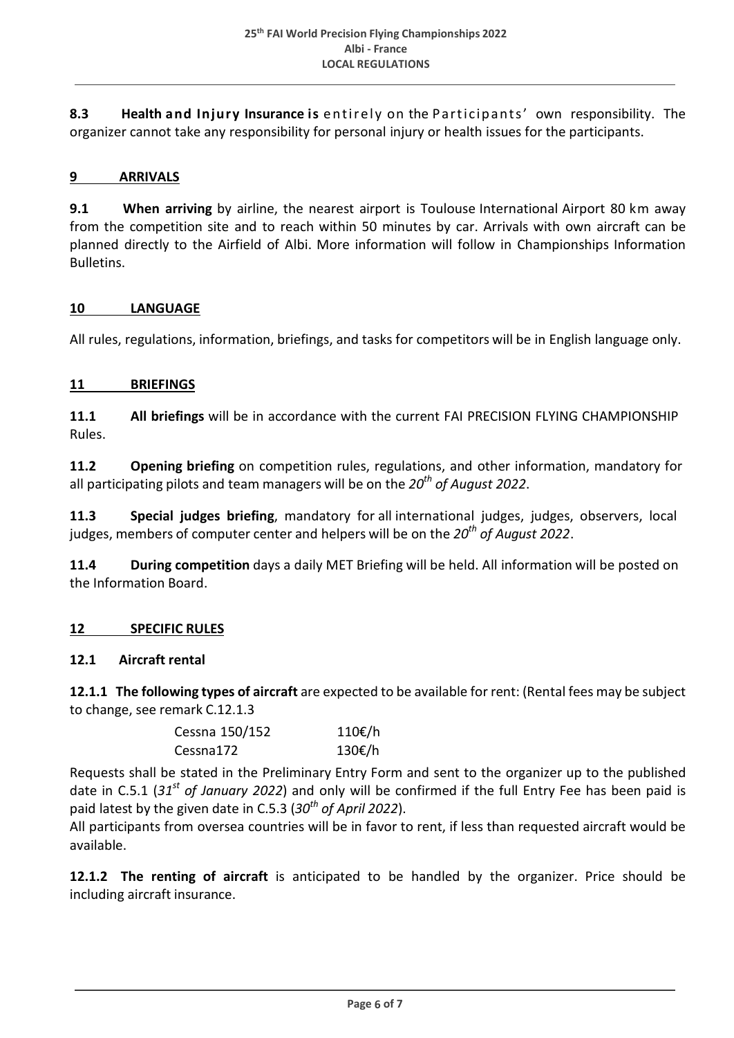**8.3 Health and Injury Insurance is** entirely on the Participants' own responsibility. The organizer cannot take any responsibility for personal injury or health issues for the participants.

## 9 ARRIVALS

**9.1 When arriving** by airline, the nearest airport is Toulouse International Airport 80 km away from the competition site and to reach within 50 minutes by car. Arrivals with own aircraft can be planned directly to the Airfield of Albi. More information will follow in Championships Information Bulletins.

## 10 LANGUAGE

All rules, regulations, information, briefings, and tasks for competitors will be in English language only.

## 11 BRIEFINGS

**11.1 All briefings** will be in accordance with the current FAI PRECISION FLYING CHAMPIONSHIP Rules.

**11.2 Opening briefing** on competition rules, regulations, and other information, mandatory for all participating pilots and team managers will be on the *20th of August 2022*.

**11.3 Special judges briefing**, mandatory for all international judges, judges, observers, local judges, members of computer center and helpers will be on the *20th of August 2022*.

**11.4 During competition** days a daily MET Briefing will be held. All information will be posted on the Information Board.

## 12 SPECIFIC RULES

### 12.1 Aircraft rental

**12.1.1 The following types of aircraft** are expected to be available for rent: (Rental fees may be subject to change, see remark C.12.1.3

| | |
|---|---|
| Cessna 150/152 | 110€/h |
| Cessna172 | 130€/h |

Requests shall be stated in the Preliminary Entry Form and sent to the organizer up to the published date in C.5.1 (*31st of January 2022*) and only will be confirmed if the full Entry Fee has been paid is paid latest by the given date in C.5.3 (*30th of April 2022*).

All participants from oversea countries will be in favor to rent, if less than requested aircraft would be available.

**12.1.2 The renting of aircraft** is anticipated to be handled by the organizer. Price should be including aircraft insurance.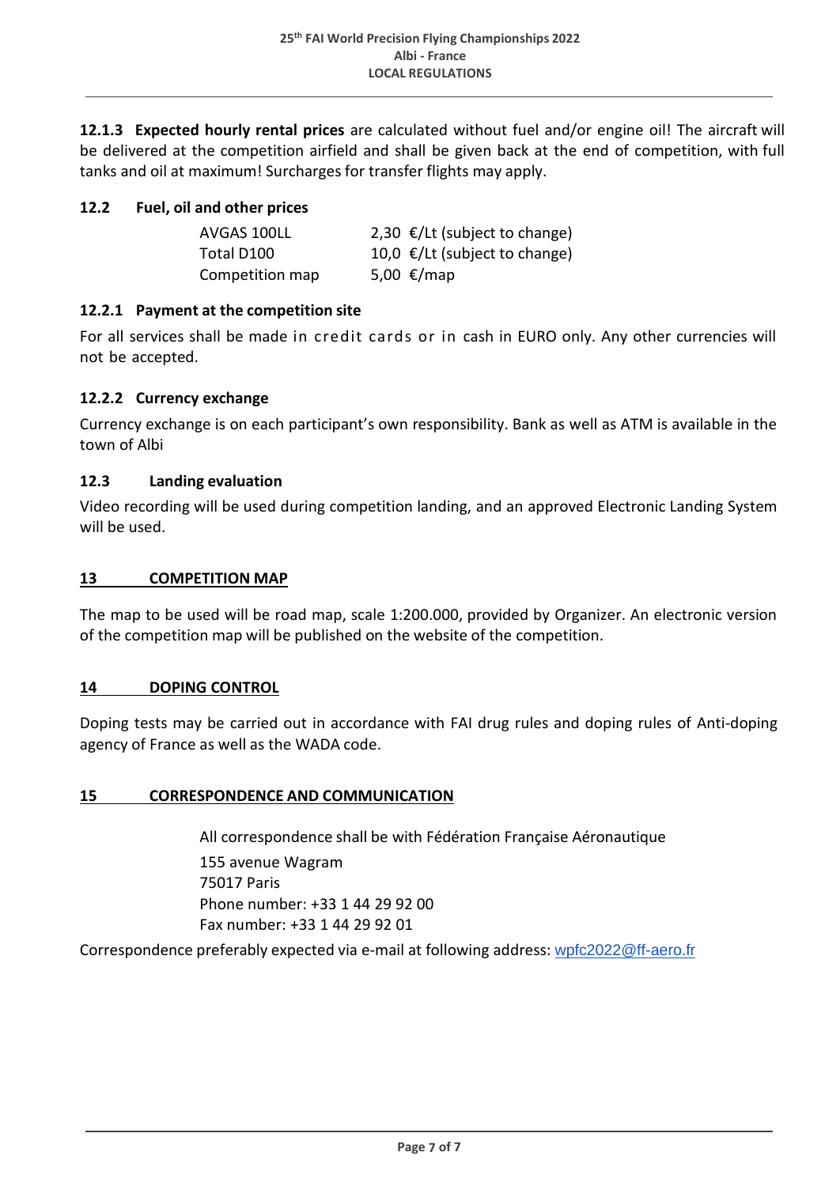**12.1.3 Expected hourly rental prices** are calculated without fuel and/or engine oil! The aircraft will be delivered at the competition airfield and shall be given back at the end of competition, with full tanks and oil at maximum! Surcharges for transfer flights may apply.

### 12.2 Fuel, oil and other prices

| | |
|---|---|
| AVGAS 100LL | 2,30 €/Lt (subject to change) |
| Total D100 | 10,0 €/Lt (subject to change) |
| Competition map | 5,00 €/map |

#### 12.2.1 Payment at the competition site

For all services shall be made in credit cards or in cash in EURO only. Any other currencies will not be accepted.

#### 12.2.2 Currency exchange

Currency exchange is on each participant's own responsibility. Bank as well as ATM is available in the town of Albi

### 12.3 Landing evaluation

Video recording will be used during competition landing, and an approved Electronic Landing System will be used.

## 13 COMPETITION MAP

The map to be used will be road map, scale 1:200.000, provided by Organizer. An electronic version of the competition map will be published on the website of the competition.

## 14 DOPING CONTROL

Doping tests may be carried out in accordance with FAI drug rules and doping rules of Anti-doping agency of France as well as the WADA code.

## 15 CORRESPONDENCE AND COMMUNICATION

All correspondence shall be with Fédération Française Aéronautique

155 avenue Wagram
75017 Paris
Phone number: +33 1 44 29 92 00
Fax number: +33 1 44 29 92 01

Correspondence preferably expected via e-mail at following address: wpfc2022@ff-aero.fr